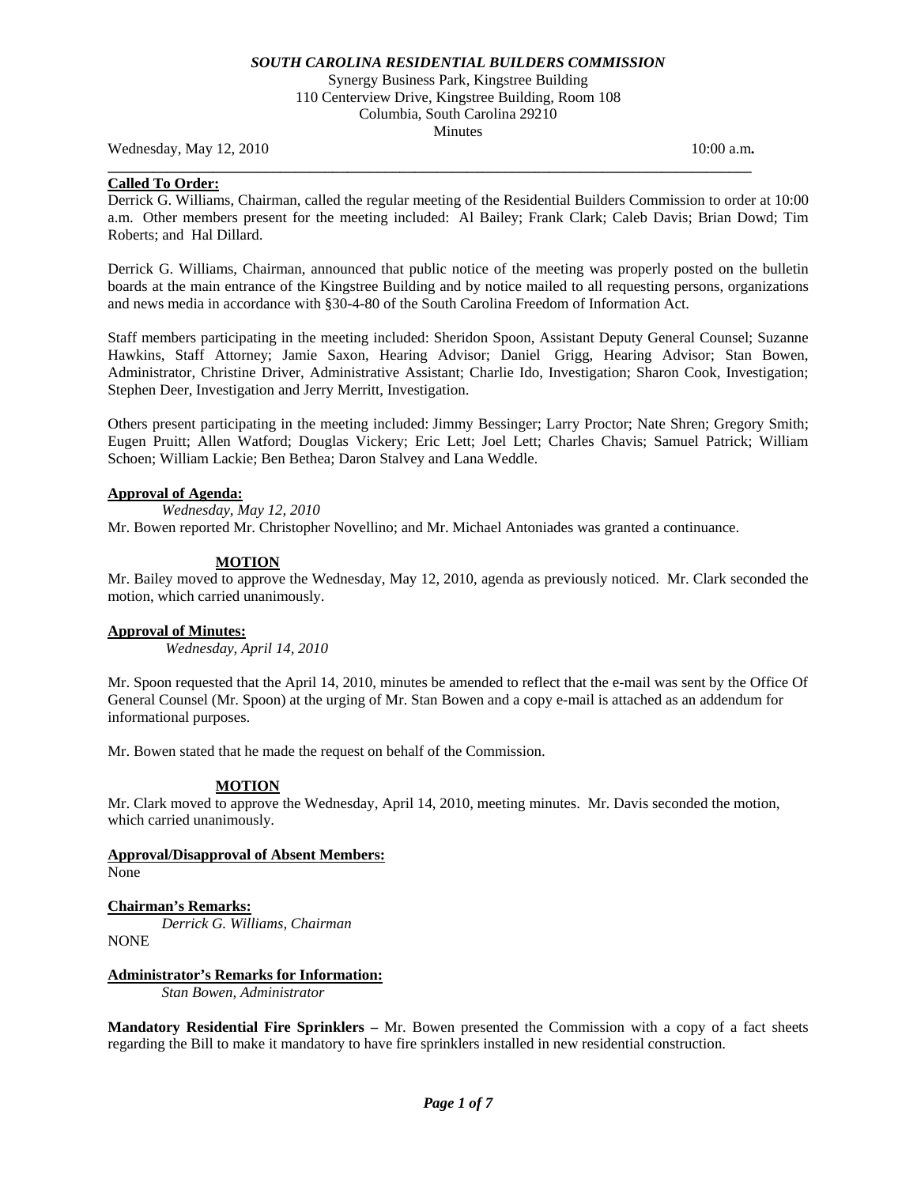***SOUTH CAROLINA RESIDENTIAL BUILDERS COMMISSION***

Synergy Business Park, Kingstree Building
110 Centerview Drive, Kingstree Building, Room 108
Columbia, South Carolina 29210
Minutes

Wednesday, May 12, 2010 10:00 a.m**.**

---

**Called To Order:**

Derrick G. Williams, Chairman, called the regular meeting of the Residential Builders Commission to order at 10:00 a.m. Other members present for the meeting included: Al Bailey; Frank Clark; Caleb Davis; Brian Dowd; Tim Roberts; and Hal Dillard.

Derrick G. Williams, Chairman, announced that public notice of the meeting was properly posted on the bulletin boards at the main entrance of the Kingstree Building and by notice mailed to all requesting persons, organizations and news media in accordance with §30-4-80 of the South Carolina Freedom of Information Act.

Staff members participating in the meeting included: Sheridon Spoon, Assistant Deputy General Counsel; Suzanne Hawkins, Staff Attorney; Jamie Saxon, Hearing Advisor; Daniel Grigg, Hearing Advisor; Stan Bowen, Administrator, Christine Driver, Administrative Assistant; Charlie Ido, Investigation; Sharon Cook, Investigation; Stephen Deer, Investigation and Jerry Merritt, Investigation.

Others present participating in the meeting included: Jimmy Bessinger; Larry Proctor; Nate Shren; Gregory Smith; Eugen Pruitt; Allen Watford; Douglas Vickery; Eric Lett; Joel Lett; Charles Chavis; Samuel Patrick; William Schoen; William Lackie; Ben Bethea; Daron Stalvey and Lana Weddle.

**Approval of Agenda:**

*Wednesday, May 12, 2010*

Mr. Bowen reported Mr. Christopher Novellino; and Mr. Michael Antoniades was granted a continuance.

**MOTION**

Mr. Bailey moved to approve the Wednesday, May 12, 2010, agenda as previously noticed. Mr. Clark seconded the motion, which carried unanimously.

**Approval of Minutes:**

*Wednesday, April 14, 2010*

Mr. Spoon requested that the April 14, 2010, minutes be amended to reflect that the e-mail was sent by the Office Of General Counsel (Mr. Spoon) at the urging of Mr. Stan Bowen and a copy e-mail is attached as an addendum for informational purposes.

Mr. Bowen stated that he made the request on behalf of the Commission.

**MOTION**

Mr. Clark moved to approve the Wednesday, April 14, 2010, meeting minutes. Mr. Davis seconded the motion, which carried unanimously.

**Approval/Disapproval of Absent Members:**

None

**Chairman's Remarks:**

*Derrick G. Williams, Chairman*

NONE

**Administrator's Remarks for Information:**

*Stan Bowen, Administrator*

**Mandatory Residential Fire Sprinklers –** Mr. Bowen presented the Commission with a copy of a fact sheets regarding the Bill to make it mandatory to have fire sprinklers installed in new residential construction.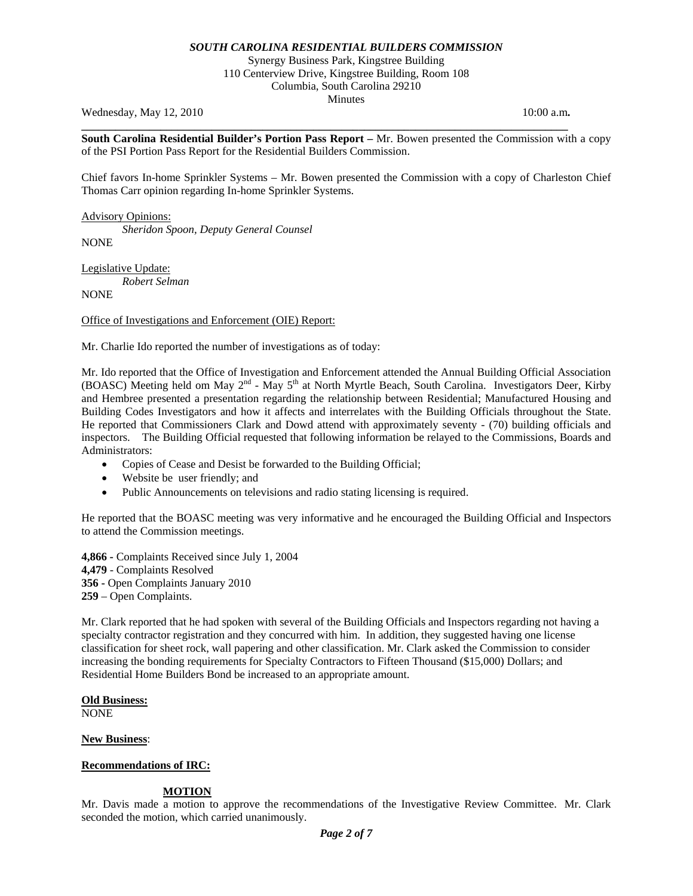*SOUTH CAROLINA RESIDENTIAL BUILDERS COMMISSION*

Synergy Business Park, Kingstree Building
110 Centerview Drive, Kingstree Building, Room 108
Columbia, South Carolina 29210
Minutes

Wednesday, May 12, 2010 10:00 a.m**.**

---

**South Carolina Residential Builder's Portion Pass Report –** Mr. Bowen presented the Commission with a copy of the PSI Portion Pass Report for the Residential Builders Commission.

Chief favors In-home Sprinkler Systems – Mr. Bowen presented the Commission with a copy of Charleston Chief Thomas Carr opinion regarding In-home Sprinkler Systems.

Advisory Opinions:
*Sheridon Spoon, Deputy General Counsel*
NONE

Legislative Update:
*Robert Selman*
NONE

Office of Investigations and Enforcement (OIE) Report:

Mr. Charlie Ido reported the number of investigations as of today:

Mr. Ido reported that the Office of Investigation and Enforcement attended the Annual Building Official Association (BOASC) Meeting held om May 2nd - May 5th at North Myrtle Beach, South Carolina. Investigators Deer, Kirby and Hembree presented a presentation regarding the relationship between Residential; Manufactured Housing and Building Codes Investigators and how it affects and interrelates with the Building Officials throughout the State. He reported that Commissioners Clark and Dowd attend with approximately seventy - (70) building officials and inspectors. The Building Official requested that following information be relayed to the Commissions, Boards and Administrators:

- Copies of Cease and Desist be forwarded to the Building Official;
- Website be user friendly; and
- Public Announcements on televisions and radio stating licensing is required.

He reported that the BOASC meeting was very informative and he encouraged the Building Official and Inspectors to attend the Commission meetings.

**4,866 -** Complaints Received since July 1, 2004
**4,479** - Complaints Resolved
**356 -** Open Complaints January 2010
**259** – Open Complaints.

Mr. Clark reported that he had spoken with several of the Building Officials and Inspectors regarding not having a specialty contractor registration and they concurred with him. In addition, they suggested having one license classification for sheet rock, wall papering and other classification. Mr. Clark asked the Commission to consider increasing the bonding requirements for Specialty Contractors to Fifteen Thousand ($15,000) Dollars; and Residential Home Builders Bond be increased to an appropriate amount.

**Old Business:**
NONE

**New Business**:

**Recommendations of IRC:**

**MOTION**

Mr. Davis made a motion to approve the recommendations of the Investigative Review Committee. Mr. Clark seconded the motion, which carried unanimously.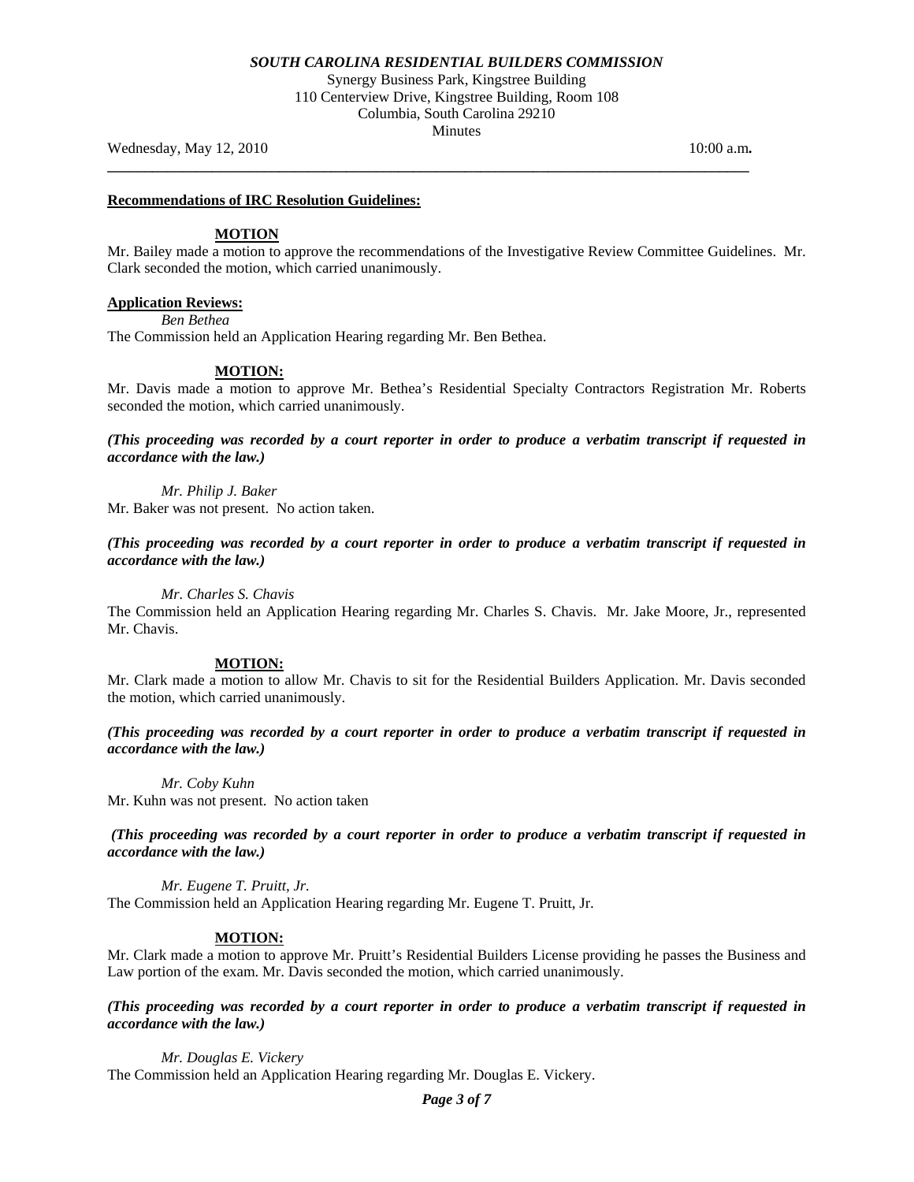**Recommendations of IRC Resolution Guidelines:**

**MOTION**

Mr. Bailey made a motion to approve the recommendations of the Investigative Review Committee Guidelines. Mr. Clark seconded the motion, which carried unanimously.

**Application Reviews:**

*Ben Bethea*

The Commission held an Application Hearing regarding Mr. Ben Bethea.

**MOTION:**

Mr. Davis made a motion to approve Mr. Bethea's Residential Specialty Contractors Registration Mr. Roberts seconded the motion, which carried unanimously.

***(This proceeding was recorded by a court reporter in order to produce a verbatim transcript if requested in accordance with the law.)***

*Mr. Philip J. Baker*

Mr. Baker was not present. No action taken.

***(This proceeding was recorded by a court reporter in order to produce a verbatim transcript if requested in accordance with the law.)***

*Mr. Charles S. Chavis*

The Commission held an Application Hearing regarding Mr. Charles S. Chavis. Mr. Jake Moore, Jr., represented Mr. Chavis.

**MOTION:**

Mr. Clark made a motion to allow Mr. Chavis to sit for the Residential Builders Application. Mr. Davis seconded the motion, which carried unanimously.

***(This proceeding was recorded by a court reporter in order to produce a verbatim transcript if requested in accordance with the law.)***

*Mr. Coby Kuhn*

Mr. Kuhn was not present. No action taken

***(This proceeding was recorded by a court reporter in order to produce a verbatim transcript if requested in accordance with the law.)***

*Mr. Eugene T. Pruitt, Jr.*

The Commission held an Application Hearing regarding Mr. Eugene T. Pruitt, Jr.

**MOTION:**

Mr. Clark made a motion to approve Mr. Pruitt's Residential Builders License providing he passes the Business and Law portion of the exam. Mr. Davis seconded the motion, which carried unanimously.

***(This proceeding was recorded by a court reporter in order to produce a verbatim transcript if requested in accordance with the law.)***

*Mr. Douglas E. Vickery*

The Commission held an Application Hearing regarding Mr. Douglas E. Vickery.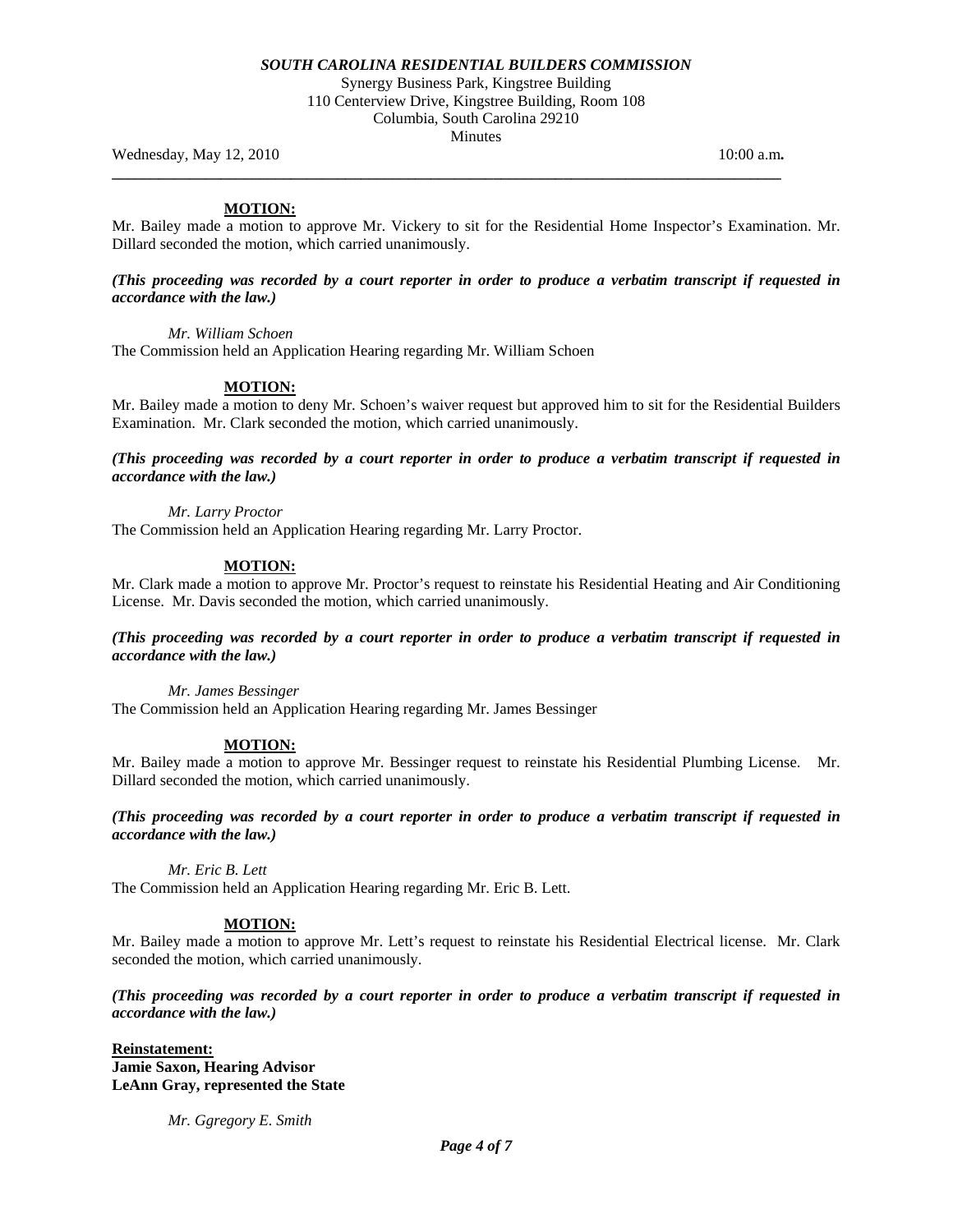**MOTION:**

Mr. Bailey made a motion to approve Mr. Vickery to sit for the Residential Home Inspector's Examination. Mr. Dillard seconded the motion, which carried unanimously.

***(This proceeding was recorded by a court reporter in order to produce a verbatim transcript if requested in accordance with the law.)***

*Mr. William Schoen*

The Commission held an Application Hearing regarding Mr. William Schoen

**MOTION:**

Mr. Bailey made a motion to deny Mr. Schoen's waiver request but approved him to sit for the Residential Builders Examination. Mr. Clark seconded the motion, which carried unanimously.

***(This proceeding was recorded by a court reporter in order to produce a verbatim transcript if requested in accordance with the law.)***

*Mr. Larry Proctor*

The Commission held an Application Hearing regarding Mr. Larry Proctor.

**MOTION:**

Mr. Clark made a motion to approve Mr. Proctor's request to reinstate his Residential Heating and Air Conditioning License. Mr. Davis seconded the motion, which carried unanimously.

***(This proceeding was recorded by a court reporter in order to produce a verbatim transcript if requested in accordance with the law.)***

*Mr. James Bessinger*

The Commission held an Application Hearing regarding Mr. James Bessinger

**MOTION:**

Mr. Bailey made a motion to approve Mr. Bessinger request to reinstate his Residential Plumbing License. Mr. Dillard seconded the motion, which carried unanimously.

***(This proceeding was recorded by a court reporter in order to produce a verbatim transcript if requested in accordance with the law.)***

*Mr. Eric B. Lett*

The Commission held an Application Hearing regarding Mr. Eric B. Lett.

**MOTION:**

Mr. Bailey made a motion to approve Mr. Lett's request to reinstate his Residential Electrical license. Mr. Clark seconded the motion, which carried unanimously.

***(This proceeding was recorded by a court reporter in order to produce a verbatim transcript if requested in accordance with the law.)***

**Reinstatement:**
**Jamie Saxon, Hearing Advisor**
**LeAnn Gray, represented the State**

*Mr. Ggregory E. Smith*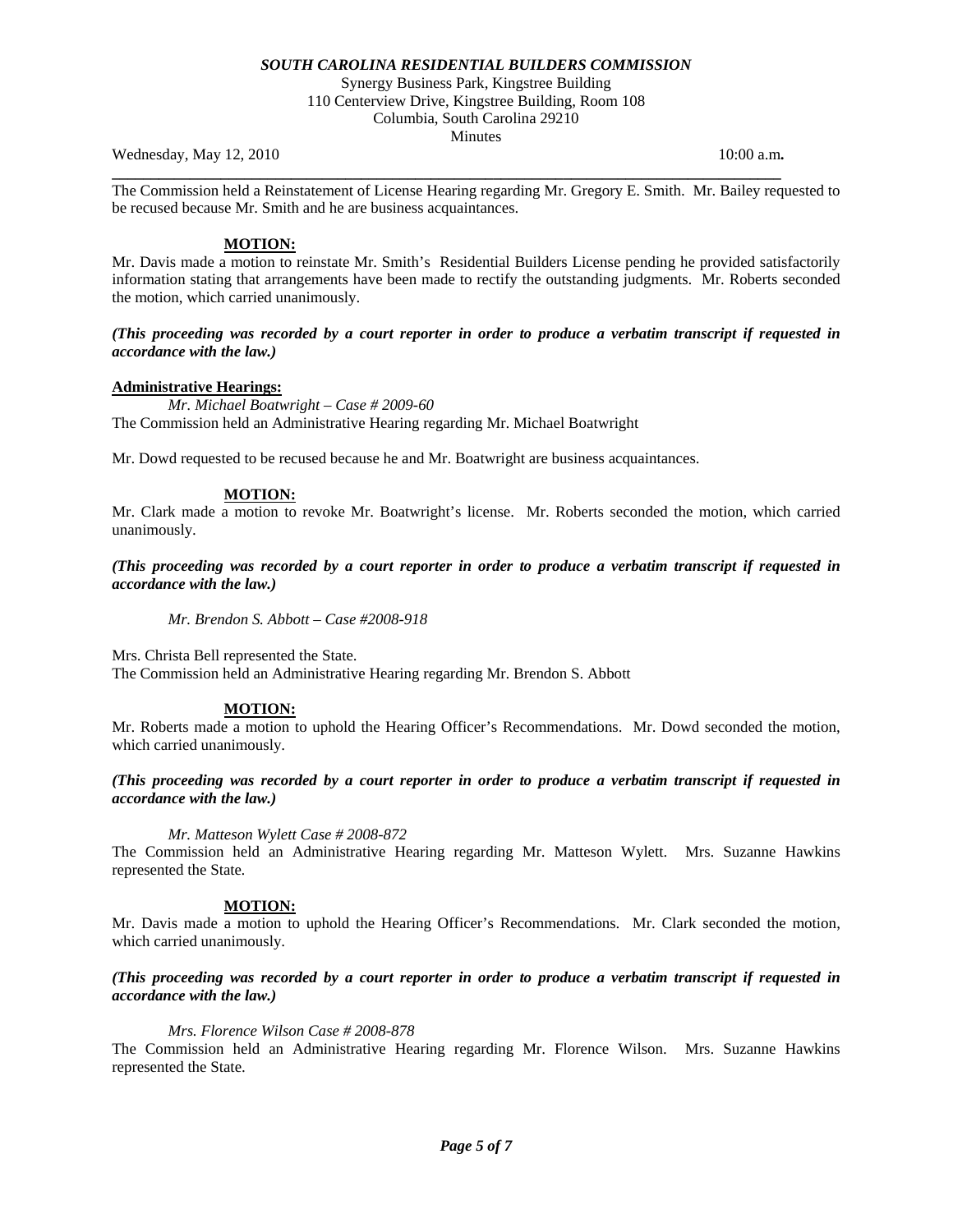***SOUTH CAROLINA RESIDENTIAL BUILDERS COMMISSION***

Synergy Business Park, Kingstree Building
110 Centerview Drive, Kingstree Building, Room 108
Columbia, South Carolina 29210
Minutes

Wednesday, May 12, 2010 10:00 a.m**.**

---

The Commission held a Reinstatement of License Hearing regarding Mr. Gregory E. Smith. Mr. Bailey requested to be recused because Mr. Smith and he are business acquaintances.

**MOTION:**

Mr. Davis made a motion to reinstate Mr. Smith's Residential Builders License pending he provided satisfactorily information stating that arrangements have been made to rectify the outstanding judgments. Mr. Roberts seconded the motion, which carried unanimously.

***(This proceeding was recorded by a court reporter in order to produce a verbatim transcript if requested in accordance with the law.)***

**Administrative Hearings:**

*Mr. Michael Boatwright – Case # 2009-60*

The Commission held an Administrative Hearing regarding Mr. Michael Boatwright

Mr. Dowd requested to be recused because he and Mr. Boatwright are business acquaintances.

**MOTION:**

Mr. Clark made a motion to revoke Mr. Boatwright's license. Mr. Roberts seconded the motion, which carried unanimously.

***(This proceeding was recorded by a court reporter in order to produce a verbatim transcript if requested in accordance with the law.)***

*Mr. Brendon S. Abbott – Case #2008-918*

Mrs. Christa Bell represented the State.
The Commission held an Administrative Hearing regarding Mr. Brendon S. Abbott

**MOTION:**

Mr. Roberts made a motion to uphold the Hearing Officer's Recommendations. Mr. Dowd seconded the motion, which carried unanimously.

***(This proceeding was recorded by a court reporter in order to produce a verbatim transcript if requested in accordance with the law.)***

*Mr. Matteson Wylett Case # 2008-872*

The Commission held an Administrative Hearing regarding Mr. Matteson Wylett. Mrs. Suzanne Hawkins represented the State.

**MOTION:**

Mr. Davis made a motion to uphold the Hearing Officer's Recommendations. Mr. Clark seconded the motion, which carried unanimously.

***(This proceeding was recorded by a court reporter in order to produce a verbatim transcript if requested in accordance with the law.)***

*Mrs. Florence Wilson Case # 2008-878*

The Commission held an Administrative Hearing regarding Mr. Florence Wilson. Mrs. Suzanne Hawkins represented the State.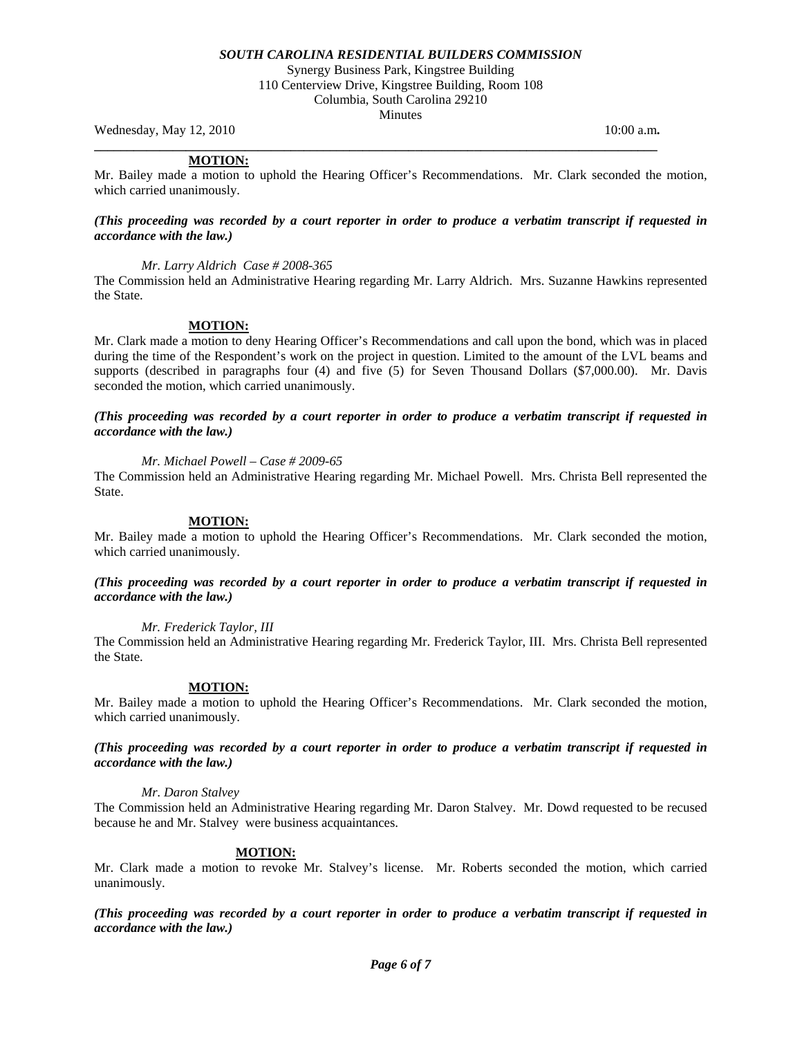**MOTION:**

Mr. Bailey made a motion to uphold the Hearing Officer's Recommendations. Mr. Clark seconded the motion, which carried unanimously.

***(This proceeding was recorded by a court reporter in order to produce a verbatim transcript if requested in accordance with the law.)***

*Mr. Larry Aldrich Case # 2008-365*

The Commission held an Administrative Hearing regarding Mr. Larry Aldrich. Mrs. Suzanne Hawkins represented the State.

**MOTION:**

Mr. Clark made a motion to deny Hearing Officer's Recommendations and call upon the bond, which was in placed during the time of the Respondent's work on the project in question. Limited to the amount of the LVL beams and supports (described in paragraphs four (4) and five (5) for Seven Thousand Dollars ($7,000.00). Mr. Davis seconded the motion, which carried unanimously.

***(This proceeding was recorded by a court reporter in order to produce a verbatim transcript if requested in accordance with the law.)***

*Mr. Michael Powell – Case # 2009-65*

The Commission held an Administrative Hearing regarding Mr. Michael Powell. Mrs. Christa Bell represented the State.

**MOTION:**

Mr. Bailey made a motion to uphold the Hearing Officer's Recommendations. Mr. Clark seconded the motion, which carried unanimously.

***(This proceeding was recorded by a court reporter in order to produce a verbatim transcript if requested in accordance with the law.)***

*Mr. Frederick Taylor, III*

The Commission held an Administrative Hearing regarding Mr. Frederick Taylor, III. Mrs. Christa Bell represented the State.

**MOTION:**

Mr. Bailey made a motion to uphold the Hearing Officer's Recommendations. Mr. Clark seconded the motion, which carried unanimously.

***(This proceeding was recorded by a court reporter in order to produce a verbatim transcript if requested in accordance with the law.)***

*Mr. Daron Stalvey*

The Commission held an Administrative Hearing regarding Mr. Daron Stalvey. Mr. Dowd requested to be recused because he and Mr. Stalvey were business acquaintances.

**MOTION:**

Mr. Clark made a motion to revoke Mr. Stalvey's license. Mr. Roberts seconded the motion, which carried unanimously.

***(This proceeding was recorded by a court reporter in order to produce a verbatim transcript if requested in accordance with the law.)***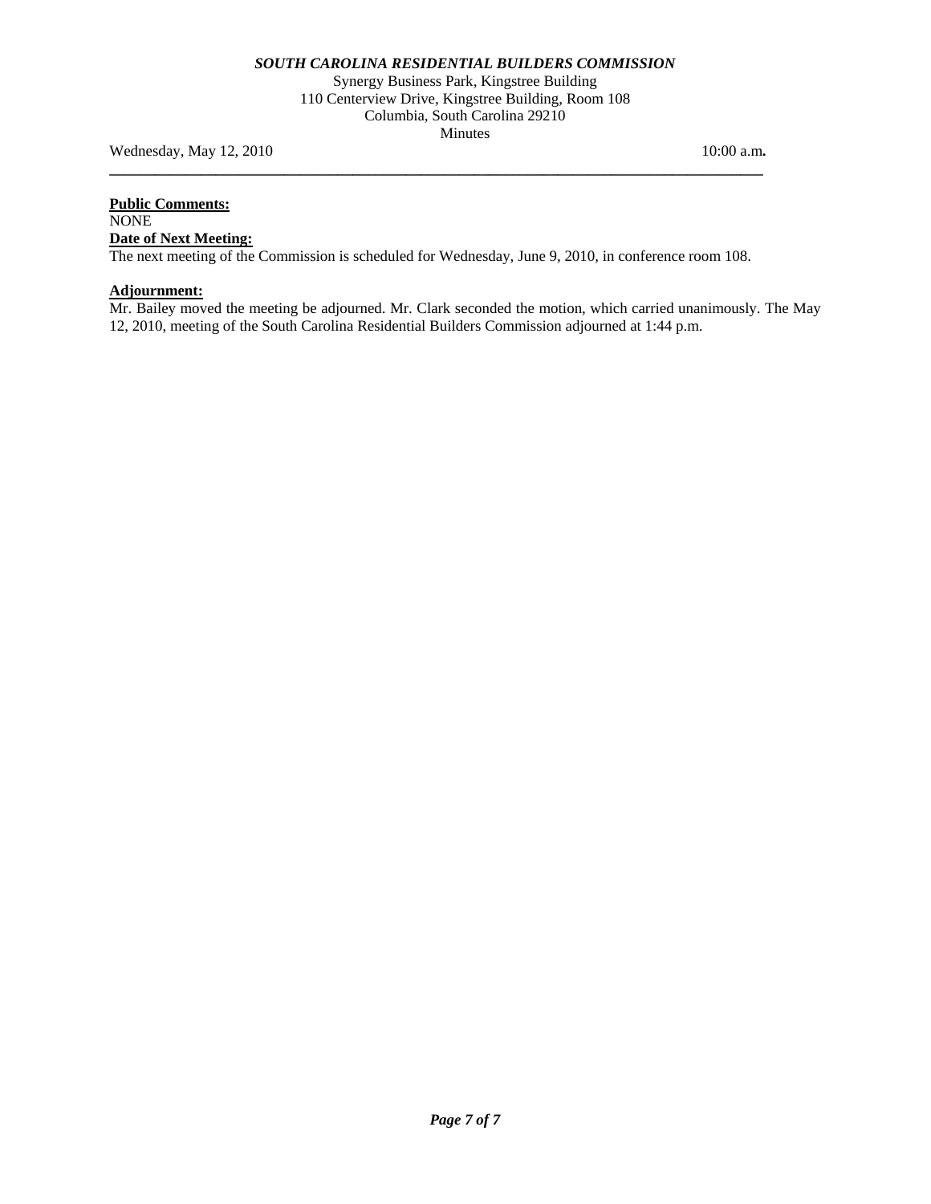**Public Comments:**

NONE

**Date of Next Meeting:**

The next meeting of the Commission is scheduled for Wednesday, June 9, 2010, in conference room 108.

**Adjournment:**

Mr. Bailey moved the meeting be adjourned. Mr. Clark seconded the motion, which carried unanimously. The May 12, 2010, meeting of the South Carolina Residential Builders Commission adjourned at 1:44 p.m.